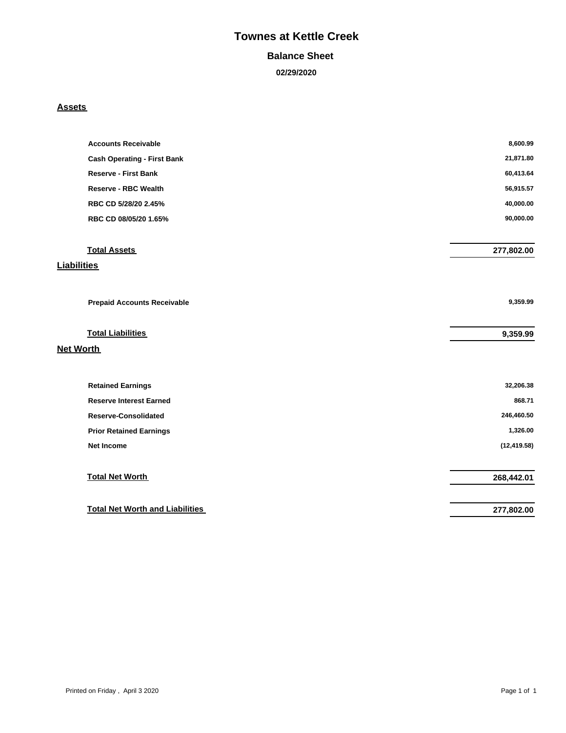# Townes at Kettle Creek

## Balance Sheet

### 02/29/2020

**Assets**

| | |
|---|---:|
| **Accounts Receivable** | 8,600.99 |
| **Cash Operating - First Bank** | 21,871.80 |
| **Reserve - First Bank** | 60,413.64 |
| **Reserve - RBC Wealth** | 56,915.57 |
| **RBC CD 5/28/20 2.45%** | 40,000.00 |
| **RBC CD 08/05/20 1.65%** | 90,000.00 |
| **Total Assets** | **277,802.00** |

**Liabilities**

| | |
|---|---:|
| **Prepaid Accounts Receivable** | 9,359.99 |
| **Total Liabilities** | **9,359.99** |

**Net Worth**

| | |
|---|---:|
| **Retained Earnings** | 32,206.38 |
| **Reserve Interest Earned** | 868.71 |
| **Reserve-Consolidated** | 246,460.50 |
| **Prior Retained Earnings** | 1,326.00 |
| **Net Income** | (12,419.58) |
| **Total Net Worth** | **268,442.01** |
| **Total Net Worth and Liabilities** | **277,802.00** |

Printed on Friday , April 3 2020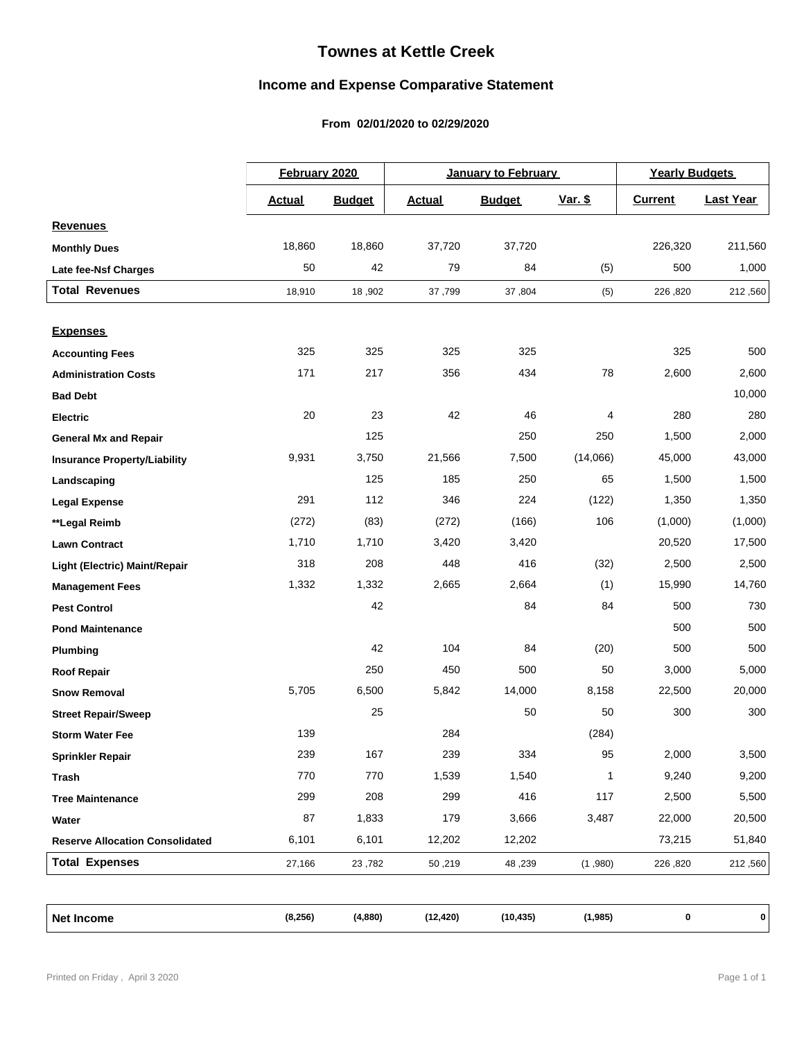# Townes at Kettle Creek

## Income and Expense Comparative Statement

**From 02/01/2020 to 02/29/2020**

| | February 2020 | | January to February | | | Yearly Budgets | |
|---|---|---|---|---|---|---|---|
| | **Actual** | **Budget** | **Actual** | **Budget** | **Var. $** | **Current** | **Last Year** |
| **Revenues** | | | | | | | |
| **Monthly Dues** | 18,860 | 18,860 | 37,720 | 37,720 | | 226,320 | 211,560 |
| **Late fee-Nsf Charges** | 50 | 42 | 79 | 84 | (5) | 500 | 1,000 |
| **Total Revenues** | 18,910 | 18 ,902 | 37 ,799 | 37 ,804 | (5) | 226 ,820 | 212 ,560 |
| **Expenses** | | | | | | | |
| **Accounting Fees** | 325 | 325 | 325 | 325 | | 325 | 500 |
| **Administration Costs** | 171 | 217 | 356 | 434 | 78 | 2,600 | 2,600 |
| **Bad Debt** | | | | | | | 10,000 |
| **Electric** | 20 | 23 | 42 | 46 | 4 | 280 | 280 |
| **General Mx and Repair** | | 125 | | 250 | 250 | 1,500 | 2,000 |
| **Insurance Property/Liability** | 9,931 | 3,750 | 21,566 | 7,500 | (14,066) | 45,000 | 43,000 |
| **Landscaping** | | 125 | 185 | 250 | 65 | 1,500 | 1,500 |
| **Legal Expense** | 291 | 112 | 346 | 224 | (122) | 1,350 | 1,350 |
| **\*\*Legal Reimb** | (272) | (83) | (272) | (166) | 106 | (1,000) | (1,000) |
| **Lawn Contract** | 1,710 | 1,710 | 3,420 | 3,420 | | 20,520 | 17,500 |
| **Light (Electric) Maint/Repair** | 318 | 208 | 448 | 416 | (32) | 2,500 | 2,500 |
| **Management Fees** | 1,332 | 1,332 | 2,665 | 2,664 | (1) | 15,990 | 14,760 |
| **Pest Control** | | 42 | | 84 | 84 | 500 | 730 |
| **Pond Maintenance** | | | | | | 500 | 500 |
| **Plumbing** | | 42 | 104 | 84 | (20) | 500 | 500 |
| **Roof Repair** | | 250 | 450 | 500 | 50 | 3,000 | 5,000 |
| **Snow Removal** | 5,705 | 6,500 | 5,842 | 14,000 | 8,158 | 22,500 | 20,000 |
| **Street Repair/Sweep** | | 25 | | 50 | 50 | 300 | 300 |
| **Storm Water Fee** | 139 | | 284 | | (284) | | |
| **Sprinkler Repair** | 239 | 167 | 239 | 334 | 95 | 2,000 | 3,500 |
| **Trash** | 770 | 770 | 1,539 | 1,540 | 1 | 9,240 | 9,200 |
| **Tree Maintenance** | 299 | 208 | 299 | 416 | 117 | 2,500 | 5,500 |
| **Water** | 87 | 1,833 | 179 | 3,666 | 3,487 | 22,000 | 20,500 |
| **Reserve Allocation Consolidated** | 6,101 | 6,101 | 12,202 | 12,202 | | 73,215 | 51,840 |
| **Total Expenses** | 27,166 | 23 ,782 | 50 ,219 | 48 ,239 | (1 ,980) | 226 ,820 | 212 ,560 |
| **Net Income** | **(8,256)** | **(4,880)** | **(12,420)** | **(10,435)** | **(1,985)** | **0** | **0** |

Printed on Friday , April 3 2020